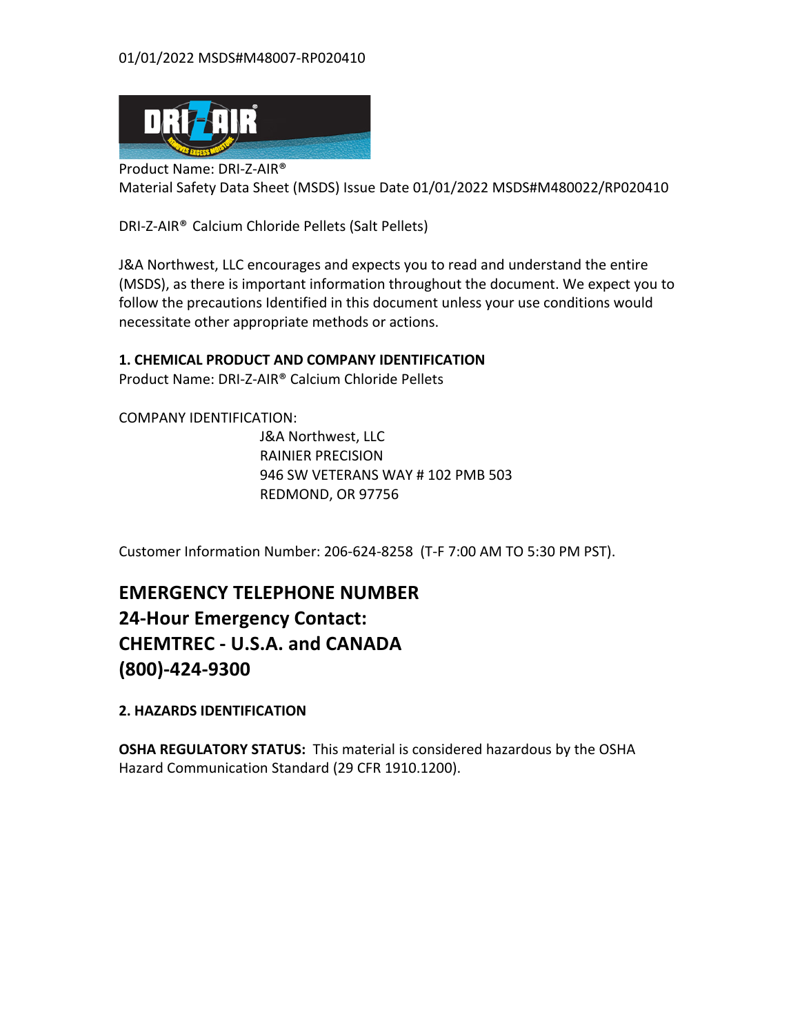01/01/2022 MSDS#M48007-RP020410

Product Name: DRI-Z-AIR®
Material Safety Data Sheet (MSDS) Issue Date 01/01/2022 MSDS#M480022/RP020410

DRI-Z-AIR® Calcium Chloride Pellets (Salt Pellets)

J&A Northwest, LLC encourages and expects you to read and understand the entire (MSDS), as there is important information throughout the document. We expect you to follow the precautions Identified in this document unless your use conditions would necessitate other appropriate methods or actions.

**1. CHEMICAL PRODUCT AND COMPANY IDENTIFICATION**
Product Name: DRI-Z-AIR® Calcium Chloride Pellets

COMPANY IDENTIFICATION:

J&A Northwest, LLC
RAINIER PRECISION
946 SW VETERANS WAY # 102 PMB 503
REDMOND, OR 97756

Customer Information Number: 206-624-8258 (T-F 7:00 AM TO 5:30 PM PST).

## EMERGENCY TELEPHONE NUMBER
## 24-Hour Emergency Contact:
## CHEMTREC - U.S.A. and CANADA
## (800)-424-9300

**2. HAZARDS IDENTIFICATION**

**OSHA REGULATORY STATUS:** This material is considered hazardous by the OSHA Hazard Communication Standard (29 CFR 1910.1200).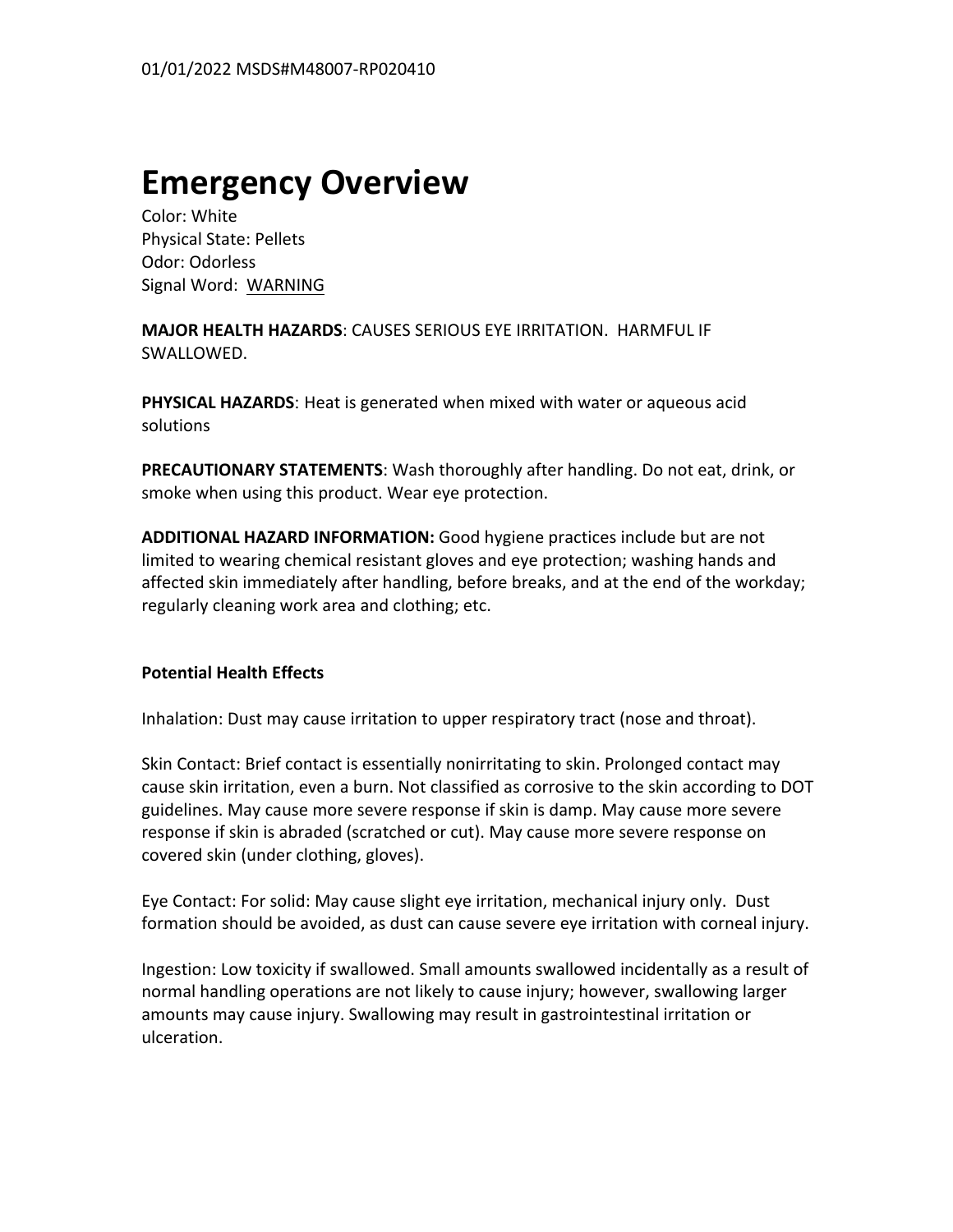# Emergency Overview

Color: White
Physical State: Pellets
Odor: Odorless
Signal Word: WARNING

**MAJOR HEALTH HAZARDS**: CAUSES SERIOUS EYE IRRITATION. HARMFUL IF SWALLOWED.

**PHYSICAL HAZARDS**: Heat is generated when mixed with water or aqueous acid solutions

**PRECAUTIONARY STATEMENTS**: Wash thoroughly after handling. Do not eat, drink, or smoke when using this product. Wear eye protection.

**ADDITIONAL HAZARD INFORMATION:** Good hygiene practices include but are not limited to wearing chemical resistant gloves and eye protection; washing hands and affected skin immediately after handling, before breaks, and at the end of the workday; regularly cleaning work area and clothing; etc.

**Potential Health Effects**

Inhalation: Dust may cause irritation to upper respiratory tract (nose and throat).

Skin Contact: Brief contact is essentially nonirritating to skin. Prolonged contact may cause skin irritation, even a burn. Not classified as corrosive to the skin according to DOT guidelines. May cause more severe response if skin is damp. May cause more severe response if skin is abraded (scratched or cut). May cause more severe response on covered skin (under clothing, gloves).

Eye Contact: For solid: May cause slight eye irritation, mechanical injury only. Dust formation should be avoided, as dust can cause severe eye irritation with corneal injury.

Ingestion: Low toxicity if swallowed. Small amounts swallowed incidentally as a result of normal handling operations are not likely to cause injury; however, swallowing larger amounts may cause injury. Swallowing may result in gastrointestinal irritation or ulceration.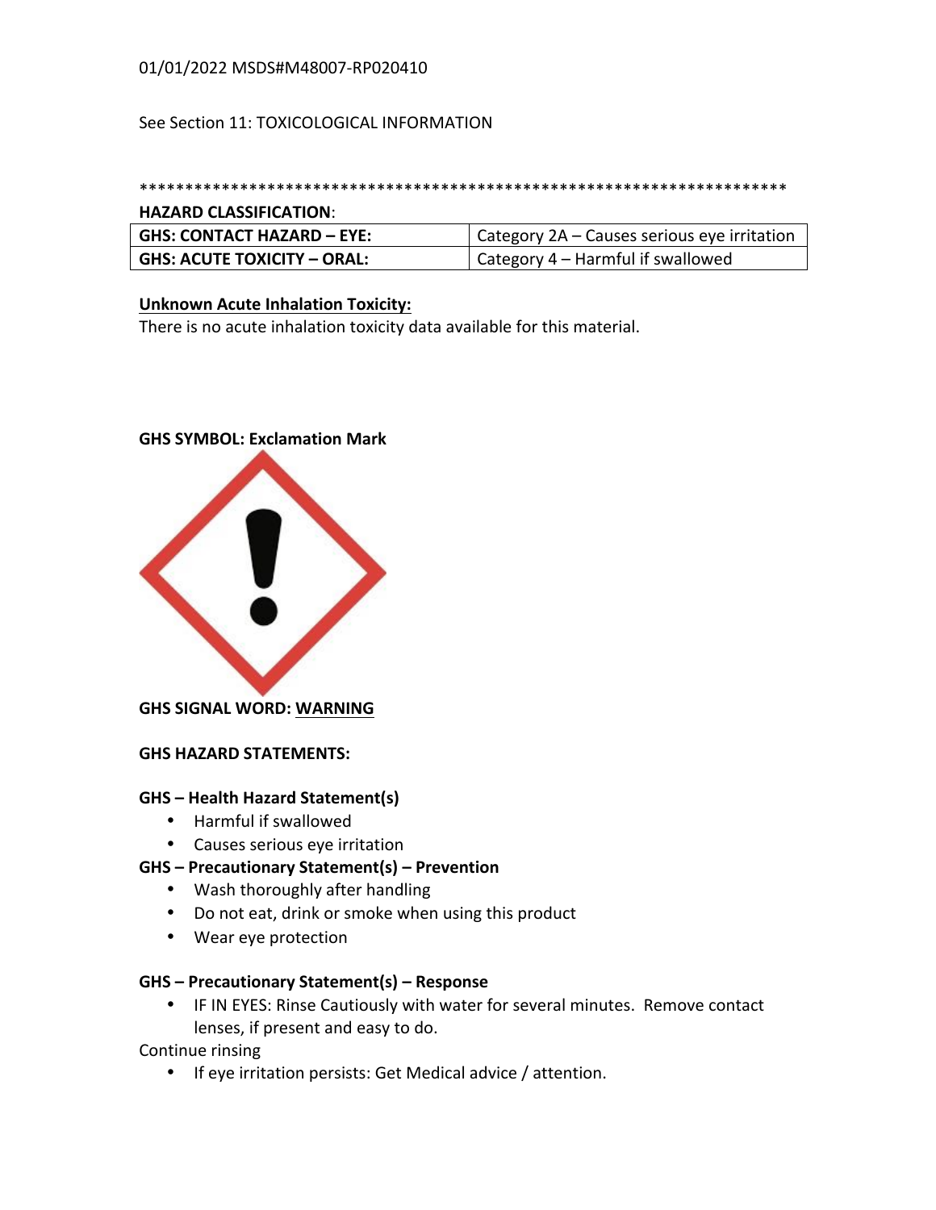01/01/2022 MSDS#M48007-RP020410

See Section 11: TOXICOLOGICAL INFORMATION

**************************************************************************

**HAZARD CLASSIFICATION**:

| | |
|---|---|
| **GHS: CONTACT HAZARD – EYE:** | Category 2A – Causes serious eye irritation |
| **GHS: ACUTE TOXICITY – ORAL:** | Category 4 – Harmful if swallowed |

**Unknown Acute Inhalation Toxicity:**

There is no acute inhalation toxicity data available for this material.

**GHS SYMBOL: Exclamation Mark**

**GHS SIGNAL WORD: WARNING**

**GHS HAZARD STATEMENTS:**

**GHS – Health Hazard Statement(s)**

- Harmful if swallowed
- Causes serious eye irritation

**GHS – Precautionary Statement(s) – Prevention**

- Wash thoroughly after handling
- Do not eat, drink or smoke when using this product
- Wear eye protection

**GHS – Precautionary Statement(s) – Response**

- IF IN EYES: Rinse Cautiously with water for several minutes. Remove contact lenses, if present and easy to do.

Continue rinsing

- If eye irritation persists: Get Medical advice / attention.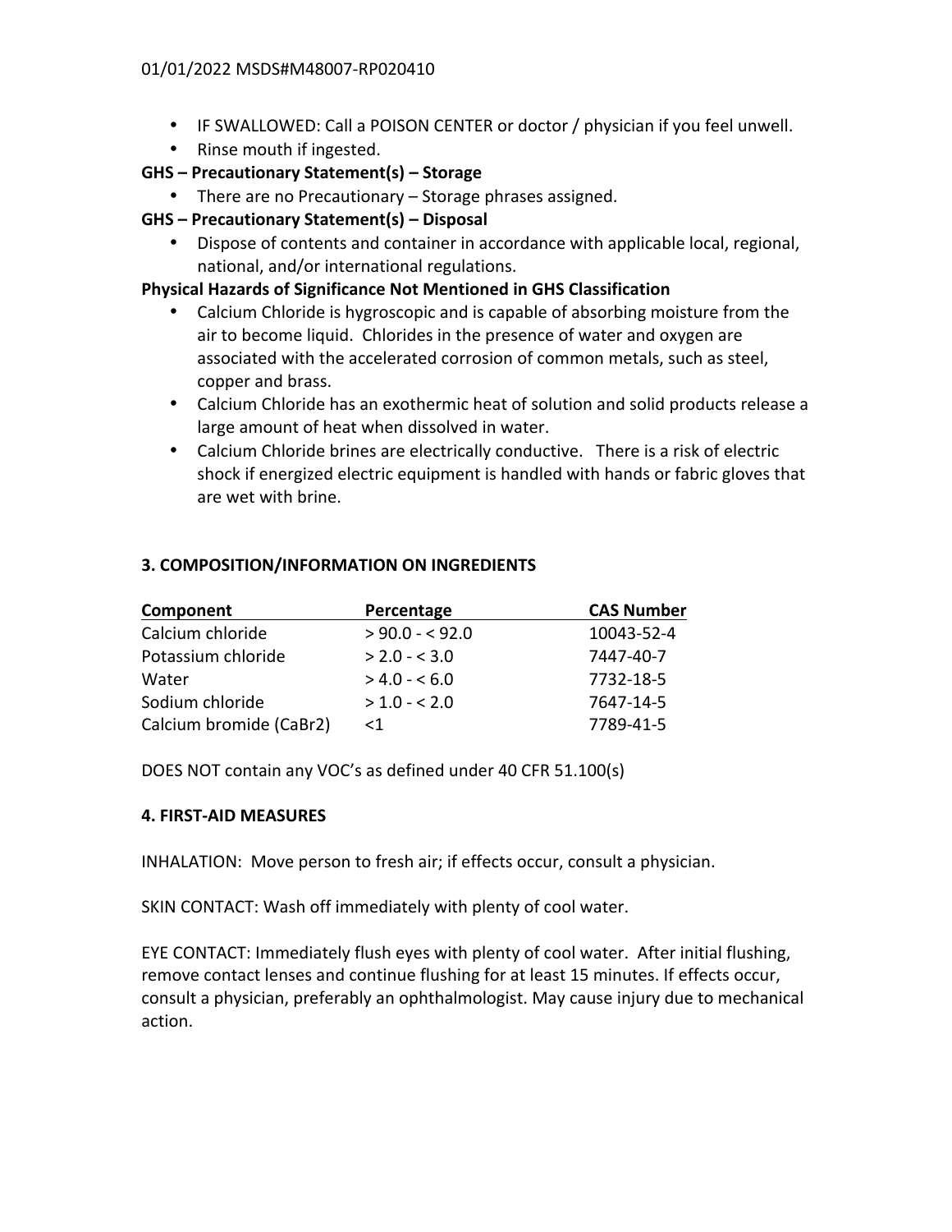- IF SWALLOWED: Call a POISON CENTER or doctor / physician if you feel unwell.
- Rinse mouth if ingested.

**GHS – Precautionary Statement(s) – Storage**

- There are no Precautionary – Storage phrases assigned.

**GHS – Precautionary Statement(s) – Disposal**

- Dispose of contents and container in accordance with applicable local, regional, national, and/or international regulations.

**Physical Hazards of Significance Not Mentioned in GHS Classification**

- Calcium Chloride is hygroscopic and is capable of absorbing moisture from the air to become liquid. Chlorides in the presence of water and oxygen are associated with the accelerated corrosion of common metals, such as steel, copper and brass.
- Calcium Chloride has an exothermic heat of solution and solid products release a large amount of heat when dissolved in water.
- Calcium Chloride brines are electrically conductive. There is a risk of electric shock if energized electric equipment is handled with hands or fabric gloves that are wet with brine.

## 3. COMPOSITION/INFORMATION ON INGREDIENTS

| Component | Percentage | CAS Number |
|---|---|---|
| Calcium chloride | > 90.0 - < 92.0 | 10043-52-4 |
| Potassium chloride | > 2.0 - < 3.0 | 7447-40-7 |
| Water | > 4.0 - < 6.0 | 7732-18-5 |
| Sodium chloride | > 1.0 - < 2.0 | 7647-14-5 |
| Calcium bromide ($CaBr_2$) | <1 | 7789-41-5 |

DOES NOT contain any VOC's as defined under 40 CFR 51.100(s)

## 4. FIRST-AID MEASURES

INHALATION: Move person to fresh air; if effects occur, consult a physician.

SKIN CONTACT: Wash off immediately with plenty of cool water.

EYE CONTACT: Immediately flush eyes with plenty of cool water. After initial flushing, remove contact lenses and continue flushing for at least 15 minutes. If effects occur, consult a physician, preferably an ophthalmologist. May cause injury due to mechanical action.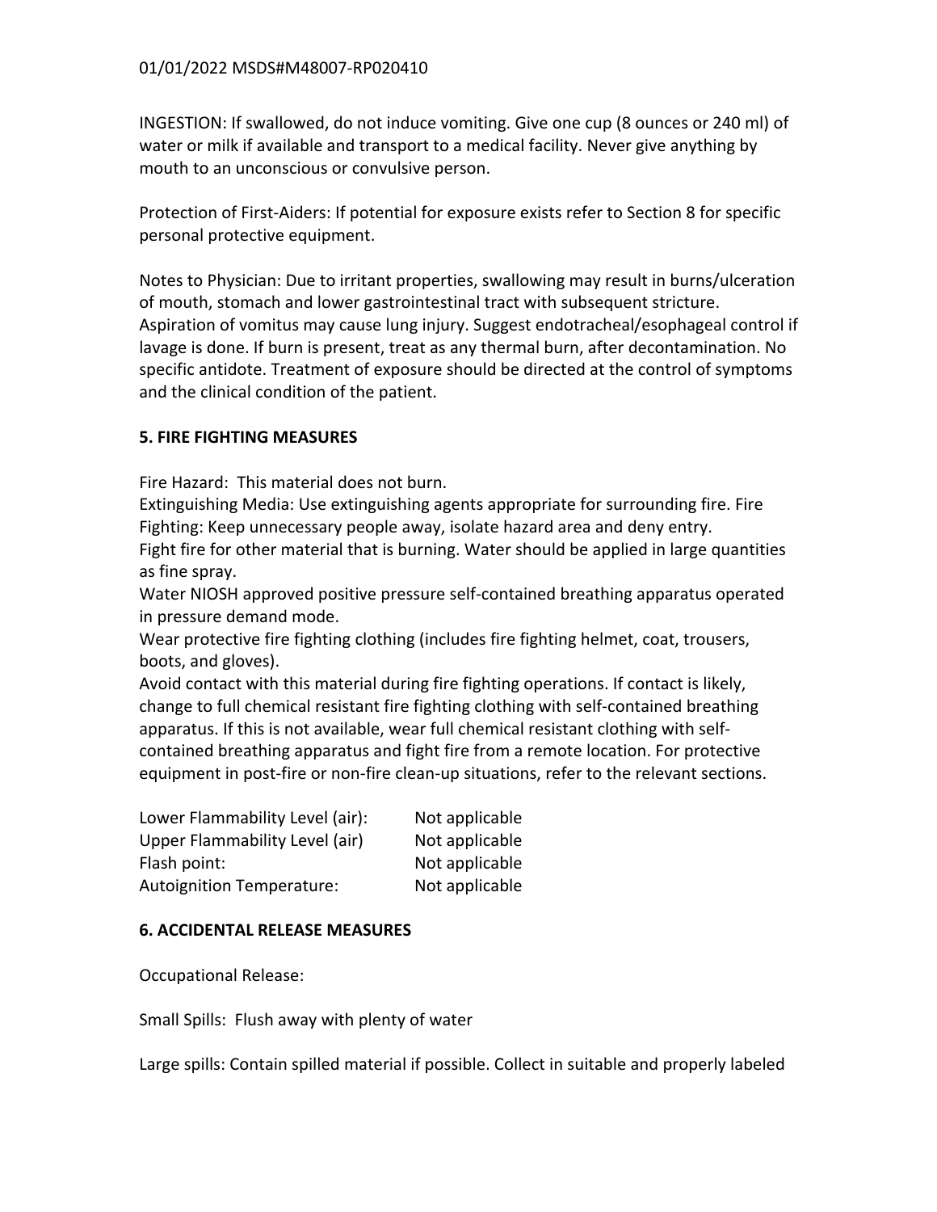INGESTION: If swallowed, do not induce vomiting. Give one cup (8 ounces or 240 ml) of water or milk if available and transport to a medical facility. Never give anything by mouth to an unconscious or convulsive person.

Protection of First-Aiders: If potential for exposure exists refer to Section 8 for specific personal protective equipment.

Notes to Physician: Due to irritant properties, swallowing may result in burns/ulceration of mouth, stomach and lower gastrointestinal tract with subsequent stricture. Aspiration of vomitus may cause lung injury. Suggest endotracheal/esophageal control if lavage is done. If burn is present, treat as any thermal burn, after decontamination. No specific antidote. Treatment of exposure should be directed at the control of symptoms and the clinical condition of the patient.

## 5. FIRE FIGHTING MEASURES

Fire Hazard: This material does not burn.

Extinguishing Media: Use extinguishing agents appropriate for surrounding fire. Fire Fighting: Keep unnecessary people away, isolate hazard area and deny entry.

Fight fire for other material that is burning. Water should be applied in large quantities as fine spray.

Water NIOSH approved positive pressure self-contained breathing apparatus operated in pressure demand mode.

Wear protective fire fighting clothing (includes fire fighting helmet, coat, trousers, boots, and gloves).

Avoid contact with this material during fire fighting operations. If contact is likely, change to full chemical resistant fire fighting clothing with self-contained breathing apparatus. If this is not available, wear full chemical resistant clothing with self-contained breathing apparatus and fight fire from a remote location. For protective equipment in post-fire or non-fire clean-up situations, refer to the relevant sections.

| | |
|---|---|
| Lower Flammability Level (air): | Not applicable |
| Upper Flammability Level (air) | Not applicable |
| Flash point: | Not applicable |
| Autoignition Temperature: | Not applicable |

## 6. ACCIDENTAL RELEASE MEASURES

Occupational Release:

Small Spills: Flush away with plenty of water

Large spills: Contain spilled material if possible. Collect in suitable and properly labeled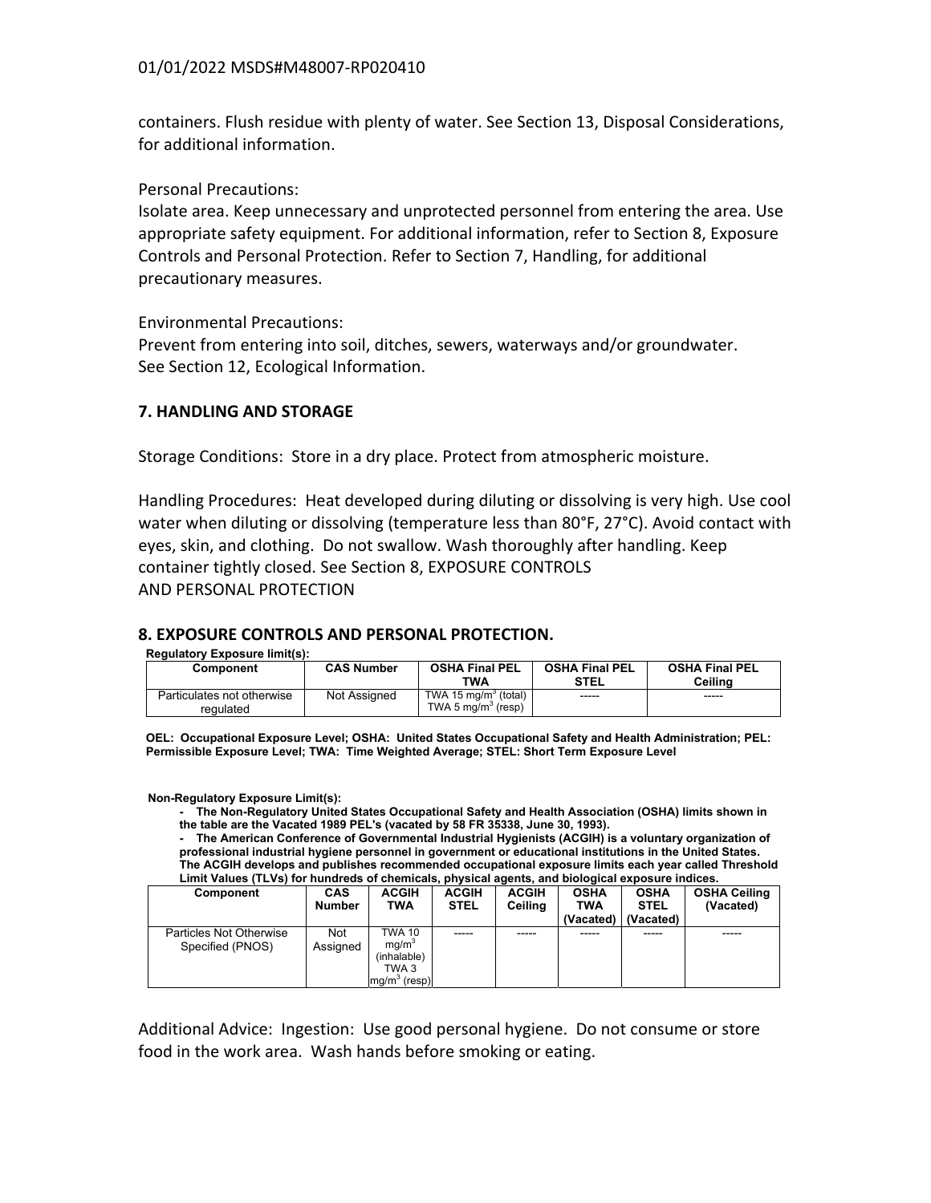containers. Flush residue with plenty of water. See Section 13, Disposal Considerations, for additional information.

Personal Precautions:
Isolate area. Keep unnecessary and unprotected personnel from entering the area. Use appropriate safety equipment. For additional information, refer to Section 8, Exposure Controls and Personal Protection. Refer to Section 7, Handling, for additional precautionary measures.

Environmental Precautions:
Prevent from entering into soil, ditches, sewers, waterways and/or groundwater. See Section 12, Ecological Information.

## 7. HANDLING AND STORAGE

Storage Conditions: Store in a dry place. Protect from atmospheric moisture.

Handling Procedures: Heat developed during diluting or dissolving is very high. Use cool water when diluting or dissolving (temperature less than 80°F, 27°C). Avoid contact with eyes, skin, and clothing. Do not swallow. Wash thoroughly after handling. Keep container tightly closed. See Section 8, EXPOSURE CONTROLS AND PERSONAL PROTECTION

## 8. EXPOSURE CONTROLS AND PERSONAL PROTECTION.

**Regulatory Exposure limit(s):**

| Component | CAS Number | OSHA Final PEL TWA | OSHA Final PEL STEL | OSHA Final PEL Ceiling |
|---|---|---|---|---|
| Particulates not otherwise regulated | Not Assigned | TWA 15 $mg/m^3$ (total) TWA 5 $mg/m^3$ (resp) | ----- | ----- |

**OEL: Occupational Exposure Level; OSHA: United States Occupational Safety and Health Administration; PEL: Permissible Exposure Level; TWA: Time Weighted Average; STEL: Short Term Exposure Level**

**Non-Regulatory Exposure Limit(s):**

- **The Non-Regulatory United States Occupational Safety and Health Association (OSHA) limits shown in the table are the Vacated 1989 PEL's (vacated by 58 FR 35338, June 30, 1993).**
- **The American Conference of Governmental Industrial Hygienists (ACGIH) is a voluntary organization of professional industrial hygiene personnel in government or educational institutions in the United States. The ACGIH develops and publishes recommended occupational exposure limits each year called Threshold Limit Values (TLVs) for hundreds of chemicals, physical agents, and biological exposure indices.**

| Component | CAS Number | ACGIH TWA | ACGIH STEL | ACGIH Ceiling | OSHA TWA (Vacated) | OSHA STEL (Vacated) | OSHA Ceiling (Vacated) |
|---|---|---|---|---|---|---|---|
| Particles Not Otherwise Specified (PNOS) | Not Assigned | TWA 10 $mg/m^3$ (inhalable) TWA 3 $mg/m^3$ (resp) | ----- | ----- | ----- | ----- | ----- |

Additional Advice: Ingestion: Use good personal hygiene. Do not consume or store food in the work area. Wash hands before smoking or eating.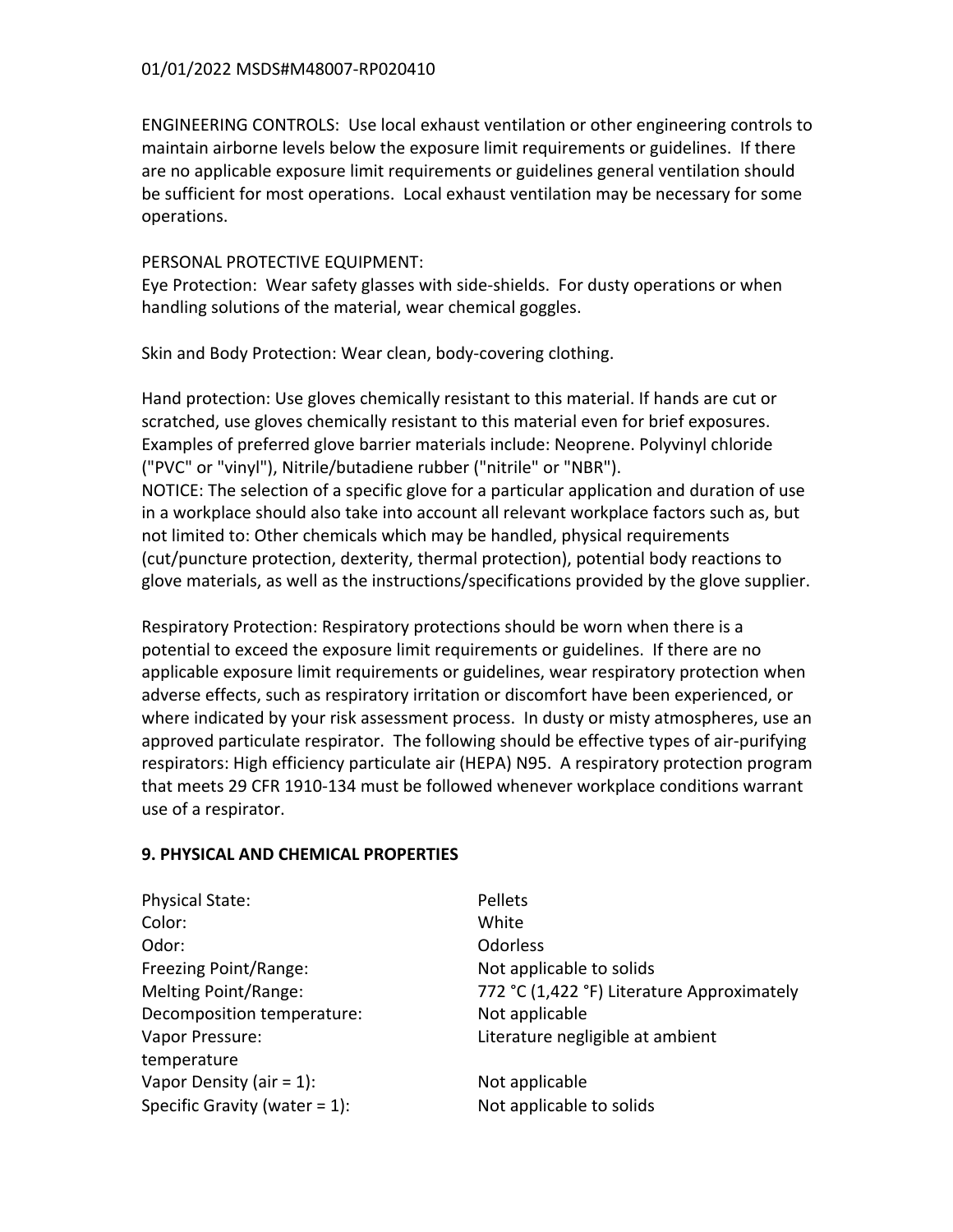ENGINEERING CONTROLS: Use local exhaust ventilation or other engineering controls to maintain airborne levels below the exposure limit requirements or guidelines. If there are no applicable exposure limit requirements or guidelines general ventilation should be sufficient for most operations. Local exhaust ventilation may be necessary for some operations.

PERSONAL PROTECTIVE EQUIPMENT:
Eye Protection: Wear safety glasses with side-shields. For dusty operations or when handling solutions of the material, wear chemical goggles.

Skin and Body Protection: Wear clean, body-covering clothing.

Hand protection: Use gloves chemically resistant to this material. If hands are cut or scratched, use gloves chemically resistant to this material even for brief exposures. Examples of preferred glove barrier materials include: Neoprene. Polyvinyl chloride ("PVC" or "vinyl"), Nitrile/butadiene rubber ("nitrile" or "NBR").
NOTICE: The selection of a specific glove for a particular application and duration of use in a workplace should also take into account all relevant workplace factors such as, but not limited to: Other chemicals which may be handled, physical requirements (cut/puncture protection, dexterity, thermal protection), potential body reactions to glove materials, as well as the instructions/specifications provided by the glove supplier.

Respiratory Protection: Respiratory protections should be worn when there is a potential to exceed the exposure limit requirements or guidelines. If there are no applicable exposure limit requirements or guidelines, wear respiratory protection when adverse effects, such as respiratory irritation or discomfort have been experienced, or where indicated by your risk assessment process. In dusty or misty atmospheres, use an approved particulate respirator. The following should be effective types of air-purifying respirators: High efficiency particulate air (HEPA) N95. A respiratory protection program that meets 29 CFR 1910-134 must be followed whenever workplace conditions warrant use of a respirator.

## 9. PHYSICAL AND CHEMICAL PROPERTIES

| | |
|---|---|
| Physical State: | Pellets |
| Color: | White |
| Odor: | Odorless |
| Freezing Point/Range: | Not applicable to solids |
| Melting Point/Range: | 772 °C (1,422 °F) Literature Approximately |
| Decomposition temperature: | Not applicable |
| Vapor Pressure: | Literature negligible at ambient temperature |
| Vapor Density (air = 1): | Not applicable |
| Specific Gravity (water = 1): | Not applicable to solids |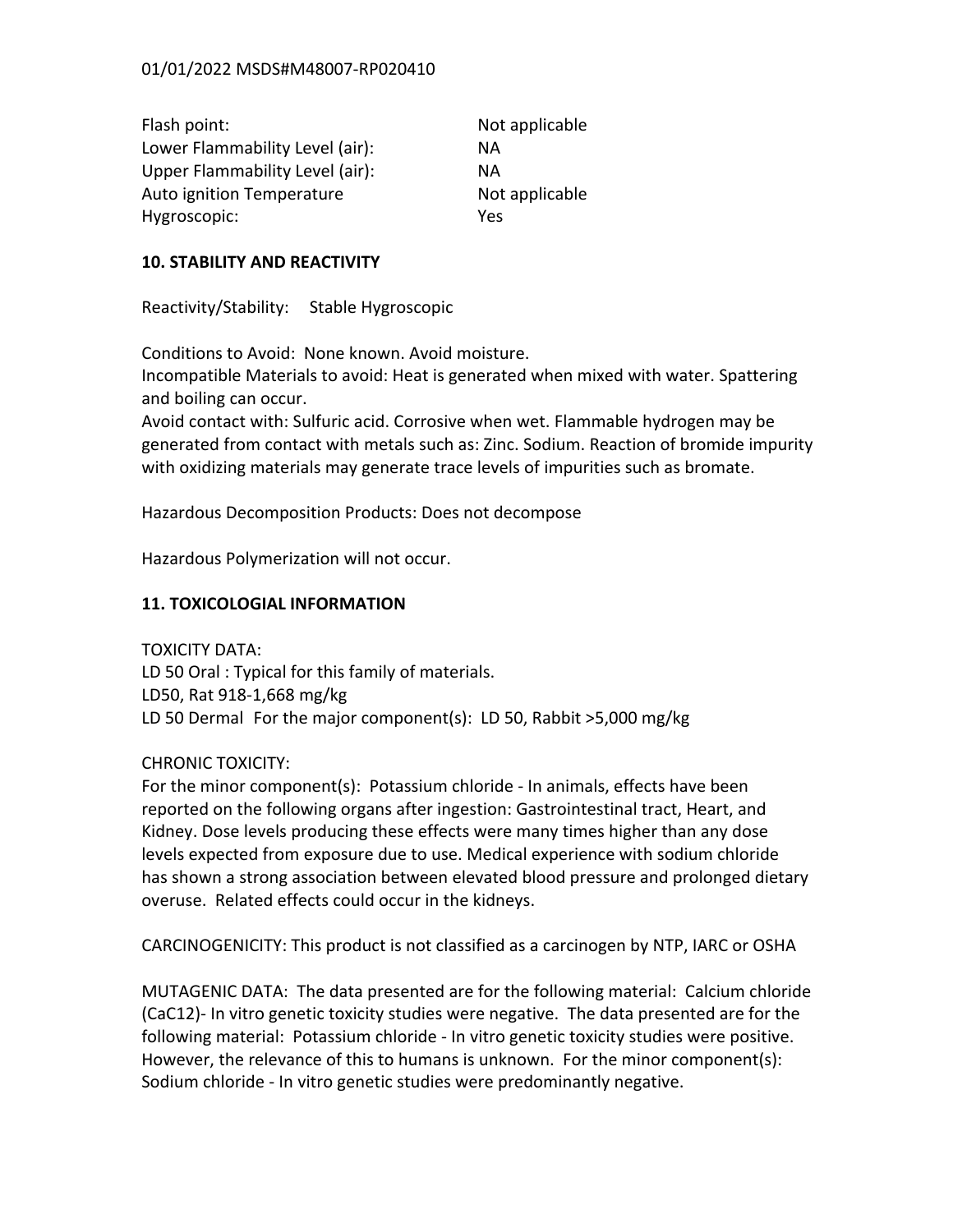| | |
|---|---|
| Flash point: | Not applicable |
| Lower Flammability Level (air): | NA |
| Upper Flammability Level (air): | NA |
| Auto ignition Temperature | Not applicable |
| Hygroscopic: | Yes |

## 10. STABILITY AND REACTIVITY

Reactivity/Stability: Stable Hygroscopic

Conditions to Avoid: None known. Avoid moisture.
Incompatible Materials to avoid: Heat is generated when mixed with water. Spattering and boiling can occur.
Avoid contact with: Sulfuric acid. Corrosive when wet. Flammable hydrogen may be generated from contact with metals such as: Zinc. Sodium. Reaction of bromide impurity with oxidizing materials may generate trace levels of impurities such as bromate.

Hazardous Decomposition Products: Does not decompose

Hazardous Polymerization will not occur.

## 11. TOXICOLOGIAL INFORMATION

TOXICITY DATA:
LD 50 Oral : Typical for this family of materials.
LD50, Rat 918-1,668 mg/kg
LD 50 Dermal For the major component(s): LD 50, Rabbit >5,000 mg/kg

CHRONIC TOXICITY:
For the minor component(s): Potassium chloride - In animals, effects have been reported on the following organs after ingestion: Gastrointestinal tract, Heart, and Kidney. Dose levels producing these effects were many times higher than any dose levels expected from exposure due to use. Medical experience with sodium chloride has shown a strong association between elevated blood pressure and prolonged dietary overuse. Related effects could occur in the kidneys.

CARCINOGENICITY: This product is not classified as a carcinogen by NTP, IARC or OSHA

MUTAGENIC DATA: The data presented are for the following material: Calcium chloride (CaC12)- In vitro genetic toxicity studies were negative. The data presented are for the following material: Potassium chloride - In vitro genetic toxicity studies were positive. However, the relevance of this to humans is unknown. For the minor component(s): Sodium chloride - In vitro genetic studies were predominantly negative.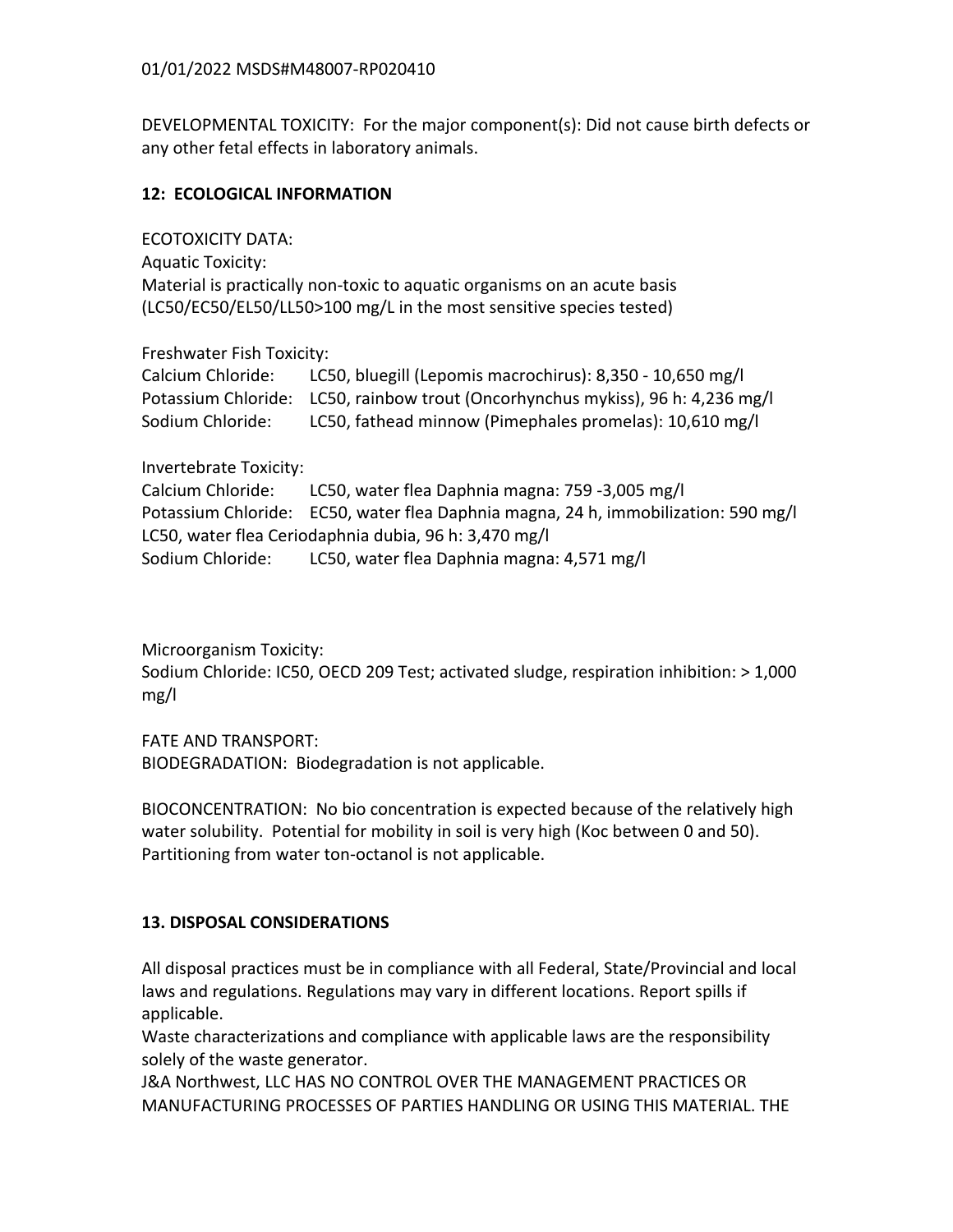DEVELOPMENTAL TOXICITY: For the major component(s): Did not cause birth defects or any other fetal effects in laboratory animals.

## 12: ECOLOGICAL INFORMATION

ECOTOXICITY DATA:
Aquatic Toxicity:
Material is practically non-toxic to aquatic organisms on an acute basis (LC50/EC50/EL50/LL50>100 mg/L in the most sensitive species tested)

Freshwater Fish Toxicity:

| | |
|---|---|
| Calcium Chloride: | LC50, bluegill (Lepomis macrochirus): 8,350 - 10,650 mg/l |
| Potassium Chloride: | LC50, rainbow trout (Oncorhynchus mykiss), 96 h: 4,236 mg/l |
| Sodium Chloride: | LC50, fathead minnow (Pimephales promelas): 10,610 mg/l |

Invertebrate Toxicity:

| | |
|---|---|
| Calcium Chloride: | LC50, water flea Daphnia magna: 759 -3,005 mg/l |
| Potassium Chloride: | EC50, water flea Daphnia magna, 24 h, immobilization: 590 mg/l |

LC50, water flea Ceriodaphnia dubia, 96 h: 3,470 mg/l

| | |
|---|---|
| Sodium Chloride: | LC50, water flea Daphnia magna: 4,571 mg/l |

Microorganism Toxicity:
Sodium Chloride: IC50, OECD 209 Test; activated sludge, respiration inhibition: > 1,000 mg/l

FATE AND TRANSPORT:
BIODEGRADATION: Biodegradation is not applicable.

BIOCONCENTRATION: No bio concentration is expected because of the relatively high water solubility. Potential for mobility in soil is very high (Koc between 0 and 50). Partitioning from water ton-octanol is not applicable.

## 13. DISPOSAL CONSIDERATIONS

All disposal practices must be in compliance with all Federal, State/Provincial and local laws and regulations. Regulations may vary in different locations. Report spills if applicable.
Waste characterizations and compliance with applicable laws are the responsibility solely of the waste generator.
J&A Northwest, LLC HAS NO CONTROL OVER THE MANAGEMENT PRACTICES OR MANUFACTURING PROCESSES OF PARTIES HANDLING OR USING THIS MATERIAL. THE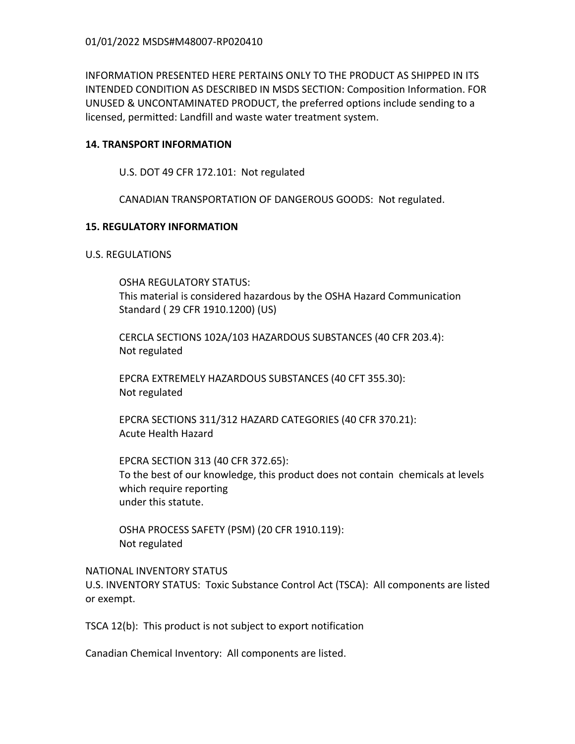01/01/2022 MSDS#M48007-RP020410

INFORMATION PRESENTED HERE PERTAINS ONLY TO THE PRODUCT AS SHIPPED IN ITS INTENDED CONDITION AS DESCRIBED IN MSDS SECTION: Composition Information. FOR UNUSED & UNCONTAMINATED PRODUCT, the preferred options include sending to a licensed, permitted: Landfill and waste water treatment system.

**14. TRANSPORT INFORMATION**

U.S. DOT 49 CFR 172.101: Not regulated

CANADIAN TRANSPORTATION OF DANGEROUS GOODS: Not regulated.

**15. REGULATORY INFORMATION**

U.S. REGULATIONS

OSHA REGULATORY STATUS:
This material is considered hazardous by the OSHA Hazard Communication Standard ( 29 CFR 1910.1200) (US)

CERCLA SECTIONS 102A/103 HAZARDOUS SUBSTANCES (40 CFR 203.4):
Not regulated

EPCRA EXTREMELY HAZARDOUS SUBSTANCES (40 CFT 355.30):
Not regulated

EPCRA SECTIONS 311/312 HAZARD CATEGORIES (40 CFR 370.21):
Acute Health Hazard

EPCRA SECTION 313 (40 CFR 372.65):
To the best of our knowledge, this product does not contain chemicals at levels which require reporting
under this statute.

OSHA PROCESS SAFETY (PSM) (20 CFR 1910.119):
Not regulated

NATIONAL INVENTORY STATUS
U.S. INVENTORY STATUS: Toxic Substance Control Act (TSCA): All components are listed or exempt.

TSCA 12(b): This product is not subject to export notification

Canadian Chemical Inventory: All components are listed.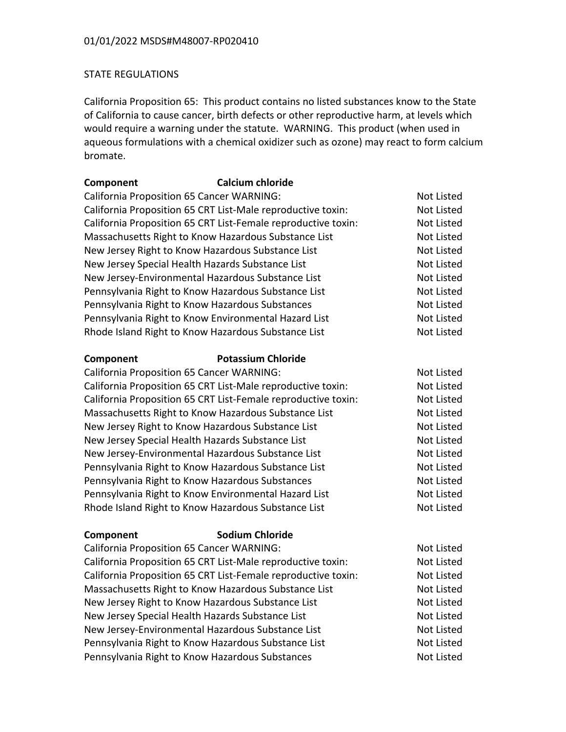01/01/2022 MSDS#M48007-RP020410

## STATE REGULATIONS

California Proposition 65: This product contains no listed substances know to the State of California to cause cancer, birth defects or other reproductive harm, at levels which would require a warning under the statute. WARNING. This product (when used in aqueous formulations with a chemical oxidizer such as ozone) may react to form calcium bromate.

| **Component** | **Calcium chloride** |
|---|---|
| California Proposition 65 Cancer WARNING: | Not Listed |
| California Proposition 65 CRT List-Male reproductive toxin: | Not Listed |
| California Proposition 65 CRT List-Female reproductive toxin: | Not Listed |
| Massachusetts Right to Know Hazardous Substance List | Not Listed |
| New Jersey Right to Know Hazardous Substance List | Not Listed |
| New Jersey Special Health Hazards Substance List | Not Listed |
| New Jersey-Environmental Hazardous Substance List | Not Listed |
| Pennsylvania Right to Know Hazardous Substance List | Not Listed |
| Pennsylvania Right to Know Hazardous Substances | Not Listed |
| Pennsylvania Right to Know Environmental Hazard List | Not Listed |
| Rhode Island Right to Know Hazardous Substance List | Not Listed |

| **Component** | **Potassium Chloride** |
|---|---|
| California Proposition 65 Cancer WARNING: | Not Listed |
| California Proposition 65 CRT List-Male reproductive toxin: | Not Listed |
| California Proposition 65 CRT List-Female reproductive toxin: | Not Listed |
| Massachusetts Right to Know Hazardous Substance List | Not Listed |
| New Jersey Right to Know Hazardous Substance List | Not Listed |
| New Jersey Special Health Hazards Substance List | Not Listed |
| New Jersey-Environmental Hazardous Substance List | Not Listed |
| Pennsylvania Right to Know Hazardous Substance List | Not Listed |
| Pennsylvania Right to Know Hazardous Substances | Not Listed |
| Pennsylvania Right to Know Environmental Hazard List | Not Listed |
| Rhode Island Right to Know Hazardous Substance List | Not Listed |

| **Component** | **Sodium Chloride** |
|---|---|
| California Proposition 65 Cancer WARNING: | Not Listed |
| California Proposition 65 CRT List-Male reproductive toxin: | Not Listed |
| California Proposition 65 CRT List-Female reproductive toxin: | Not Listed |
| Massachusetts Right to Know Hazardous Substance List | Not Listed |
| New Jersey Right to Know Hazardous Substance List | Not Listed |
| New Jersey Special Health Hazards Substance List | Not Listed |
| New Jersey-Environmental Hazardous Substance List | Not Listed |
| Pennsylvania Right to Know Hazardous Substance List | Not Listed |
| Pennsylvania Right to Know Hazardous Substances | Not Listed |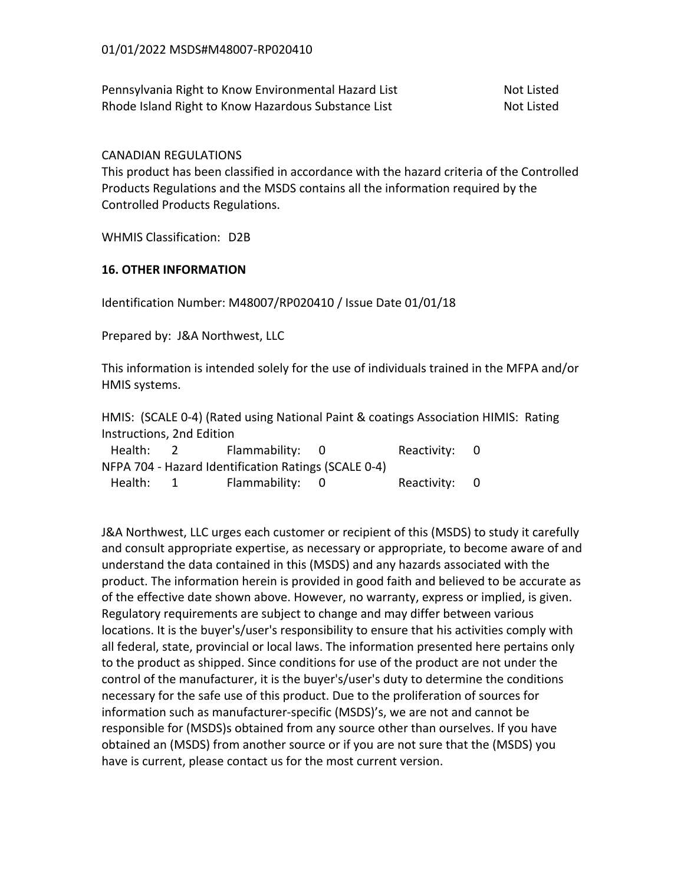| | |
|---|---|
| Pennsylvania Right to Know Environmental Hazard List | Not Listed |
| Rhode Island Right to Know Hazardous Substance List | Not Listed |

CANADIAN REGULATIONS
This product has been classified in accordance with the hazard criteria of the Controlled Products Regulations and the MSDS contains all the information required by the Controlled Products Regulations.

WHMIS Classification: D2B

## 16. OTHER INFORMATION

Identification Number: M48007/RP020410 / Issue Date 01/01/18

Prepared by: J&A Northwest, LLC

This information is intended solely for the use of individuals trained in the MFPA and/or HMIS systems.

HMIS: (SCALE 0-4) (Rated using National Paint & coatings Association HIMIS: Rating Instructions, 2nd Edition

| Health: | 2 | Flammability: | 0 | Reactivity: | 0 |
|---|---|---|---|---|---|

NFPA 704 - Hazard Identification Ratings (SCALE 0-4)

| Health: | 1 | Flammability: | 0 | Reactivity: | 0 |
|---|---|---|---|---|---|

J&A Northwest, LLC urges each customer or recipient of this (MSDS) to study it carefully and consult appropriate expertise, as necessary or appropriate, to become aware of and understand the data contained in this (MSDS) and any hazards associated with the product. The information herein is provided in good faith and believed to be accurate as of the effective date shown above. However, no warranty, express or implied, is given. Regulatory requirements are subject to change and may differ between various locations. It is the buyer's/user's responsibility to ensure that his activities comply with all federal, state, provincial or local laws. The information presented here pertains only to the product as shipped. Since conditions for use of the product are not under the control of the manufacturer, it is the buyer's/user's duty to determine the conditions necessary for the safe use of this product. Due to the proliferation of sources for information such as manufacturer-specific (MSDS)'s, we are not and cannot be responsible for (MSDS)s obtained from any source other than ourselves. If you have obtained an (MSDS) from another source or if you are not sure that the (MSDS) you have is current, please contact us for the most current version.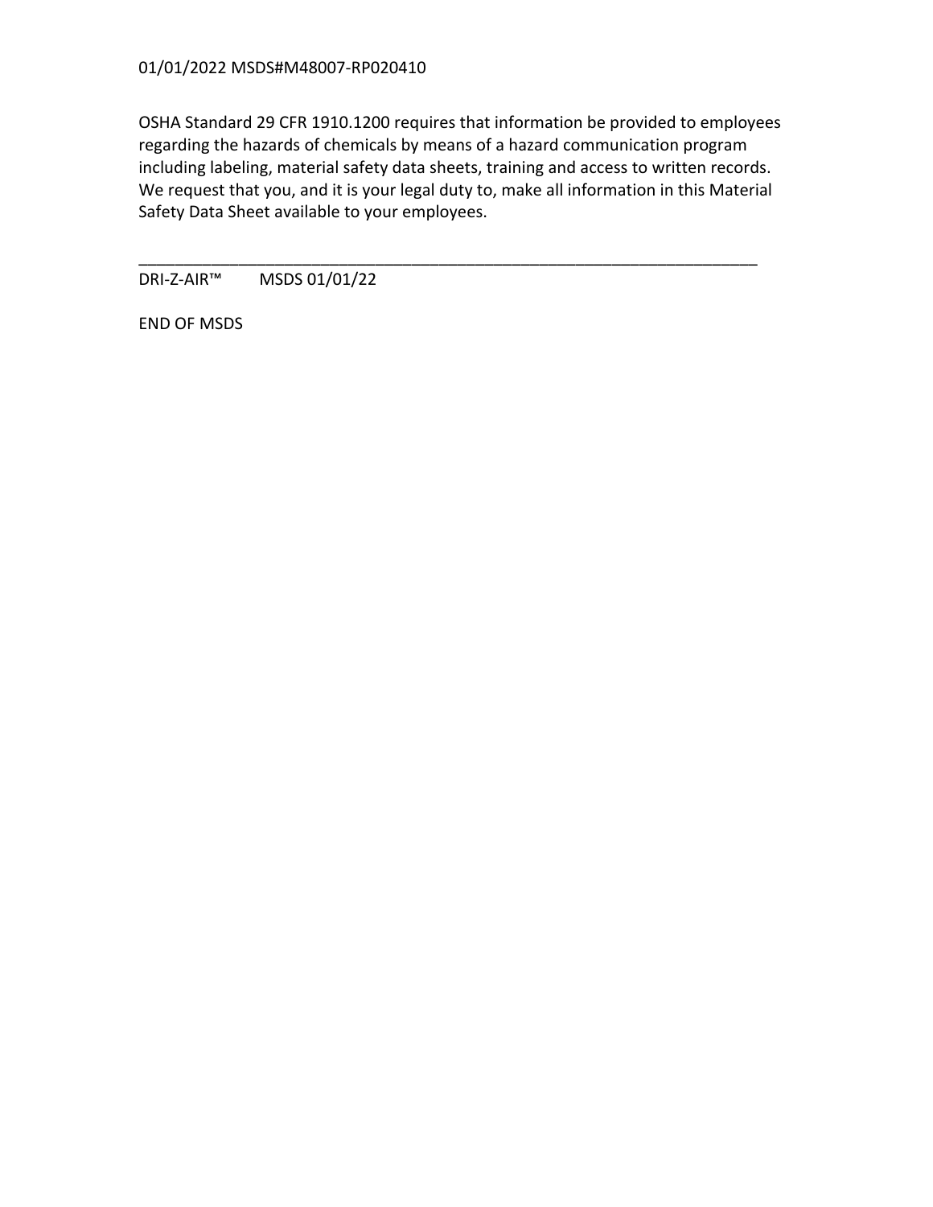OSHA Standard 29 CFR 1910.1200 requires that information be provided to employees regarding the hazards of chemicals by means of a hazard communication program including labeling, material safety data sheets, training and access to written records. We request that you, and it is your legal duty to, make all information in this Material Safety Data Sheet available to your employees.

---

DRI-Z-AIR™ MSDS 01/01/22

END OF MSDS